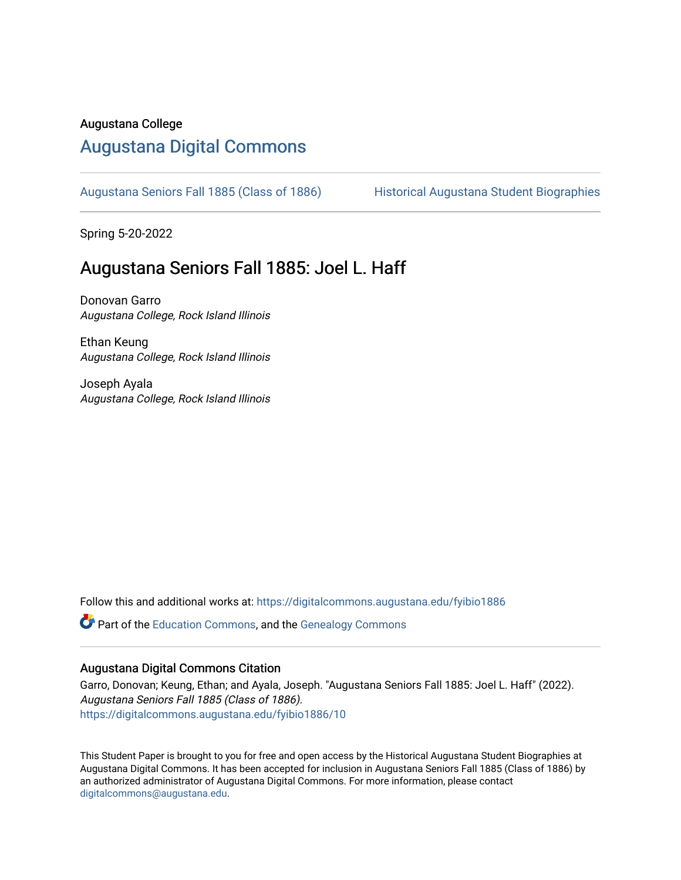Augustana College

# Augustana Digital Commons

Augustana Seniors Fall 1885 (Class of 1886) | Historical Augustana Student Biographies

Spring 5-20-2022

## Augustana Seniors Fall 1885: Joel L. Haff

Donovan Garro
*Augustana College, Rock Island Illinois*

Ethan Keung
*Augustana College, Rock Island Illinois*

Joseph Ayala
*Augustana College, Rock Island Illinois*

Follow this and additional works at: https://digitalcommons.augustana.edu/fyibio1886

Part of the Education Commons, and the Genealogy Commons

### Augustana Digital Commons Citation

Garro, Donovan; Keung, Ethan; and Ayala, Joseph. "Augustana Seniors Fall 1885: Joel L. Haff" (2022). *Augustana Seniors Fall 1885 (Class of 1886).*
https://digitalcommons.augustana.edu/fyibio1886/10

This Student Paper is brought to you for free and open access by the Historical Augustana Student Biographies at Augustana Digital Commons. It has been accepted for inclusion in Augustana Seniors Fall 1885 (Class of 1886) by an authorized administrator of Augustana Digital Commons. For more information, please contact digitalcommons@augustana.edu.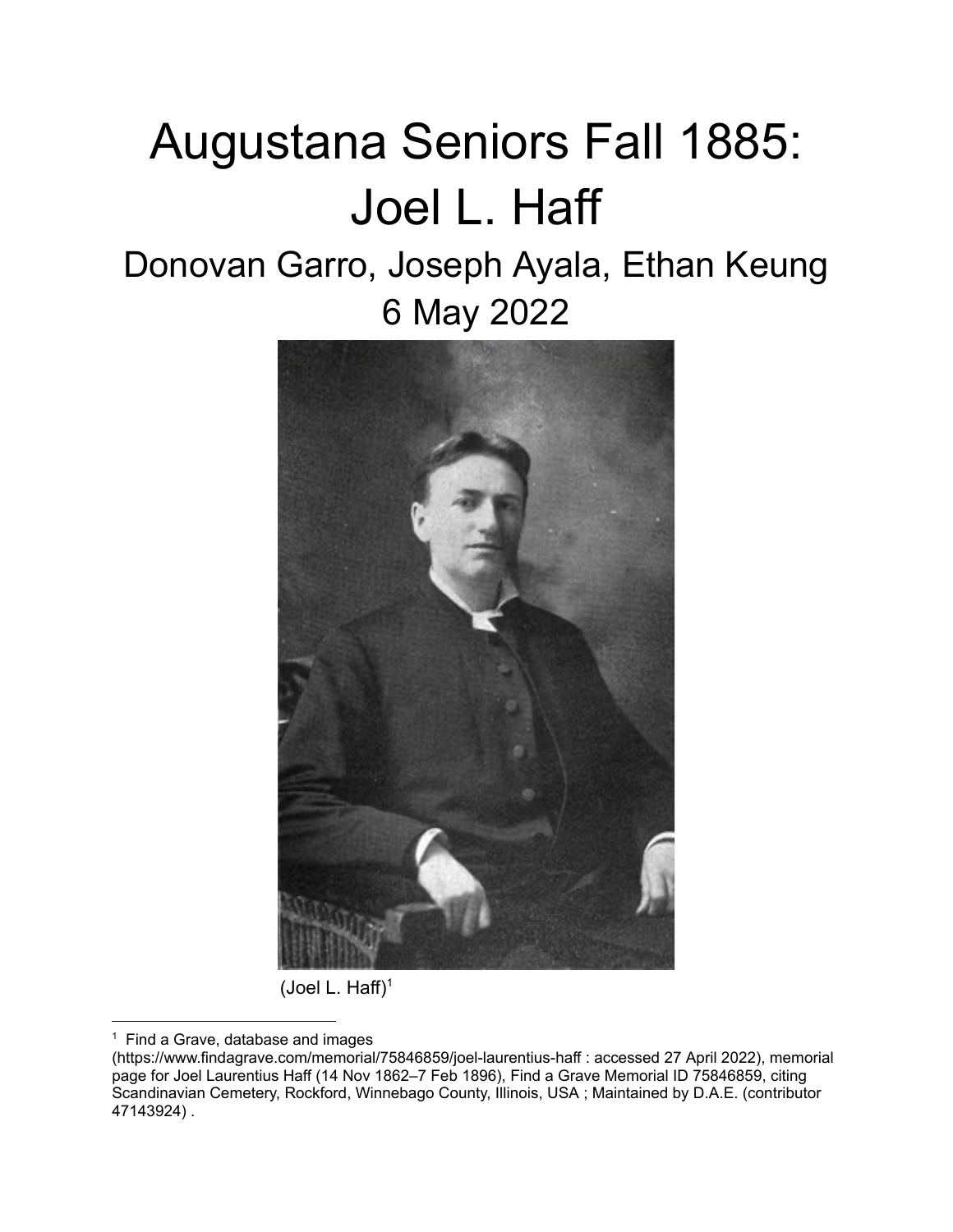# Augustana Seniors Fall 1885: Joel L. Haff

## Donovan Garro, Joseph Ayala, Ethan Keung

## 6 May 2022

(Joel L. Haff)[1]

---

[1] Find a Grave, database and images (https://www.findagrave.com/memorial/75846859/joel-laurentius-haff : accessed 27 April 2022), memorial page for Joel Laurentius Haff (14 Nov 1862–7 Feb 1896), Find a Grave Memorial ID 75846859, citing Scandinavian Cemetery, Rockford, Winnebago County, Illinois, USA ; Maintained by D.A.E. (contributor 47143924) .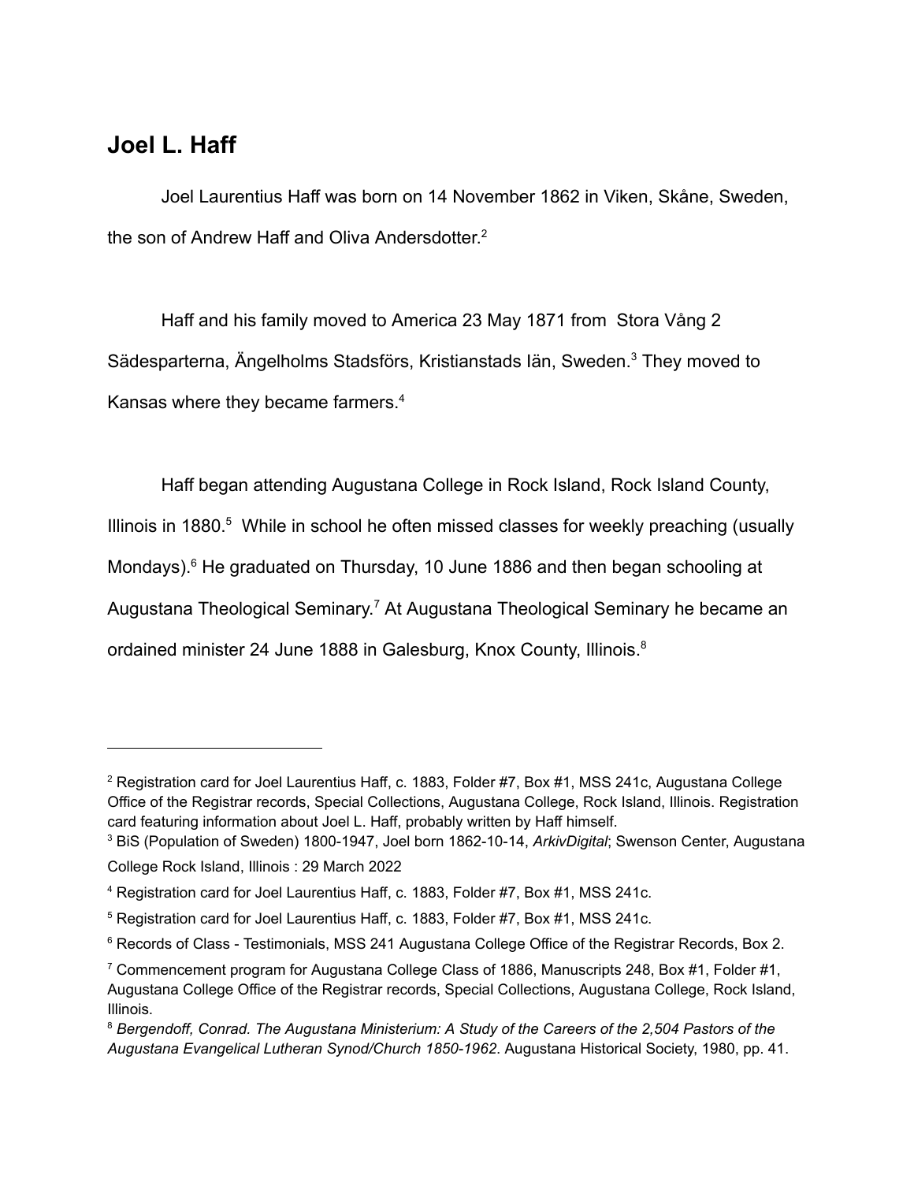## Joel L. Haff

Joel Laurentius Haff was born on 14 November 1862 in Viken, Skåne, Sweden, the son of Andrew Haff and Oliva Andersdotter.[2]

Haff and his family moved to America 23 May 1871 from Stora Vång 2 Sädesparterna, Ängelholms Stadsförs, Kristianstads län, Sweden.[3] They moved to Kansas where they became farmers.[4]

Haff began attending Augustana College in Rock Island, Rock Island County, Illinois in 1880.[5] While in school he often missed classes for weekly preaching (usually Mondays).[6] He graduated on Thursday, 10 June 1886 and then began schooling at Augustana Theological Seminary.[7] At Augustana Theological Seminary he became an ordained minister 24 June 1888 in Galesburg, Knox County, Illinois.[8]

---

[2] Registration card for Joel Laurentius Haff, c. 1883, Folder #7, Box #1, MSS 241c, Augustana College Office of the Registrar records, Special Collections, Augustana College, Rock Island, Illinois. Registration card featuring information about Joel L. Haff, probably written by Haff himself.

[3] BiS (Population of Sweden) 1800-1947, Joel born 1862-10-14, *ArkivDigital*; Swenson Center, Augustana College Rock Island, Illinois : 29 March 2022

[4] Registration card for Joel Laurentius Haff, c. 1883, Folder #7, Box #1, MSS 241c.

[5] Registration card for Joel Laurentius Haff, c. 1883, Folder #7, Box #1, MSS 241c.

[6] Records of Class - Testimonials, MSS 241 Augustana College Office of the Registrar Records, Box 2.

[7] Commencement program for Augustana College Class of 1886, Manuscripts 248, Box #1, Folder #1, Augustana College Office of the Registrar records, Special Collections, Augustana College, Rock Island, Illinois.

[8] *Bergendoff, Conrad. The Augustana Ministerium: A Study of the Careers of the 2,504 Pastors of the Augustana Evangelical Lutheran Synod/Church 1850-1962*. Augustana Historical Society, 1980, pp. 41.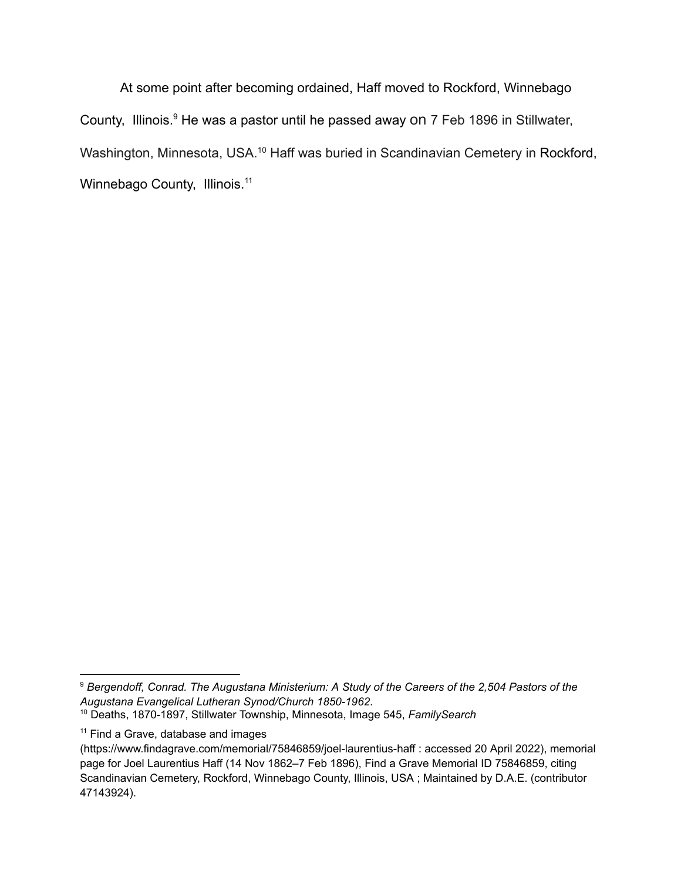At some point after becoming ordained, Haff moved to Rockford, Winnebago County, Illinois.[9] He was a pastor until he passed away on 7 Feb 1896 in Stillwater, Washington, Minnesota, USA.[10] Haff was buried in Scandinavian Cemetery in Rockford, Winnebago County, Illinois.[11]

---

[9] *Bergendoff, Conrad. The Augustana Ministerium: A Study of the Careers of the 2,504 Pastors of the Augustana Evangelical Lutheran Synod/Church 1850-1962*.

[10] Deaths, 1870-1897, Stillwater Township, Minnesota, Image 545, *FamilySearch*

[11] Find a Grave, database and images (https://www.findagrave.com/memorial/75846859/joel-laurentius-haff : accessed 20 April 2022), memorial page for Joel Laurentius Haff (14 Nov 1862–7 Feb 1896), Find a Grave Memorial ID 75846859, citing Scandinavian Cemetery, Rockford, Winnebago County, Illinois, USA ; Maintained by D.A.E. (contributor 47143924).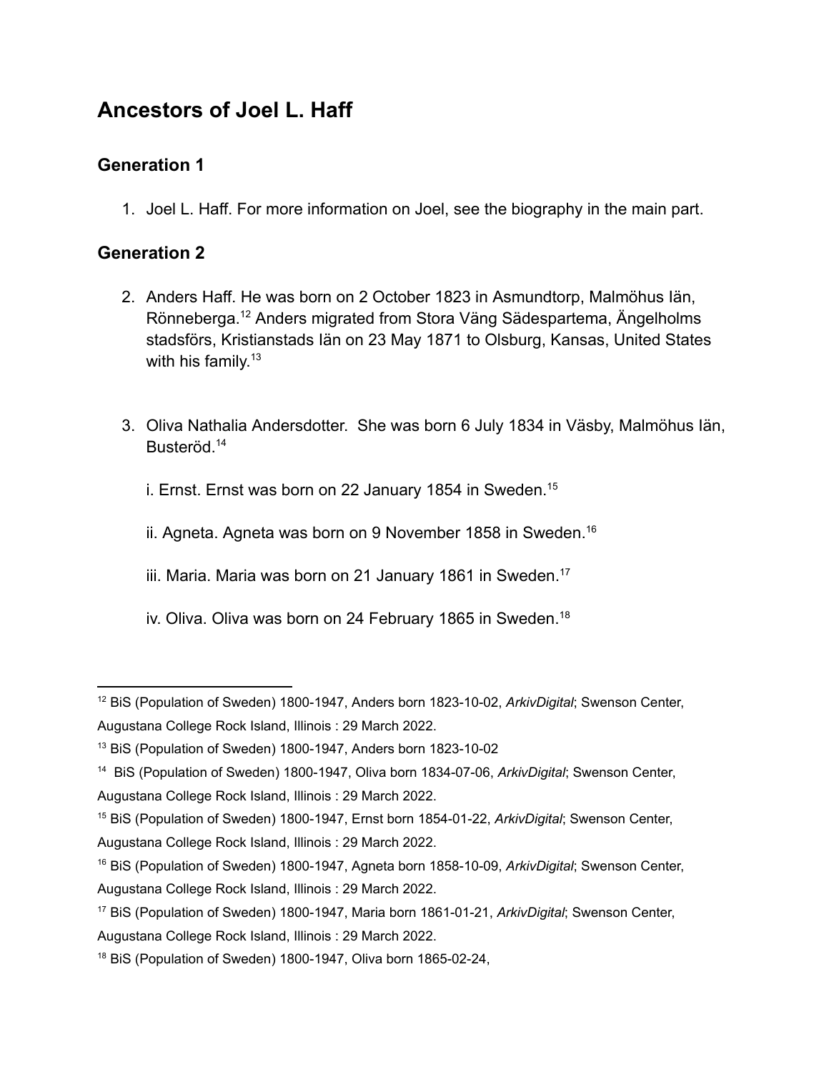# Ancestors of Joel L. Haff

## Generation 1

1. Joel L. Haff. For more information on Joel, see the biography in the main part.

## Generation 2

2. Anders Haff. He was born on 2 October 1823 in Asmundtorp, Malmöhus län, Rönneberga.[12] Anders migrated from Stora Väng Sädespartema, Ängelholms stadsförs, Kristianstads län on 23 May 1871 to Olsburg, Kansas, United States with his family.[13]

3. Oliva Nathalia Andersdotter. She was born 6 July 1834 in Väsby, Malmöhus län, Busteröd.[14]

   i. Ernst. Ernst was born on 22 January 1854 in Sweden.[15]

   ii. Agneta. Agneta was born on 9 November 1858 in Sweden.[16]

   iii. Maria. Maria was born on 21 January 1861 in Sweden.[17]

   iv. Oliva. Oliva was born on 24 February 1865 in Sweden.[18]

---

[12] BiS (Population of Sweden) 1800-1947, Anders born 1823-10-02, *ArkivDigital*; Swenson Center, Augustana College Rock Island, Illinois : 29 March 2022.

[13] BiS (Population of Sweden) 1800-1947, Anders born 1823-10-02

[14] BiS (Population of Sweden) 1800-1947, Oliva born 1834-07-06, *ArkivDigital*; Swenson Center, Augustana College Rock Island, Illinois : 29 March 2022.

[15] BiS (Population of Sweden) 1800-1947, Ernst born 1854-01-22, *ArkivDigital*; Swenson Center, Augustana College Rock Island, Illinois : 29 March 2022.

[16] BiS (Population of Sweden) 1800-1947, Agneta born 1858-10-09, *ArkivDigital*; Swenson Center, Augustana College Rock Island, Illinois : 29 March 2022.

[17] BiS (Population of Sweden) 1800-1947, Maria born 1861-01-21, *ArkivDigital*; Swenson Center, Augustana College Rock Island, Illinois : 29 March 2022.

[18] BiS (Population of Sweden) 1800-1947, Oliva born 1865-02-24,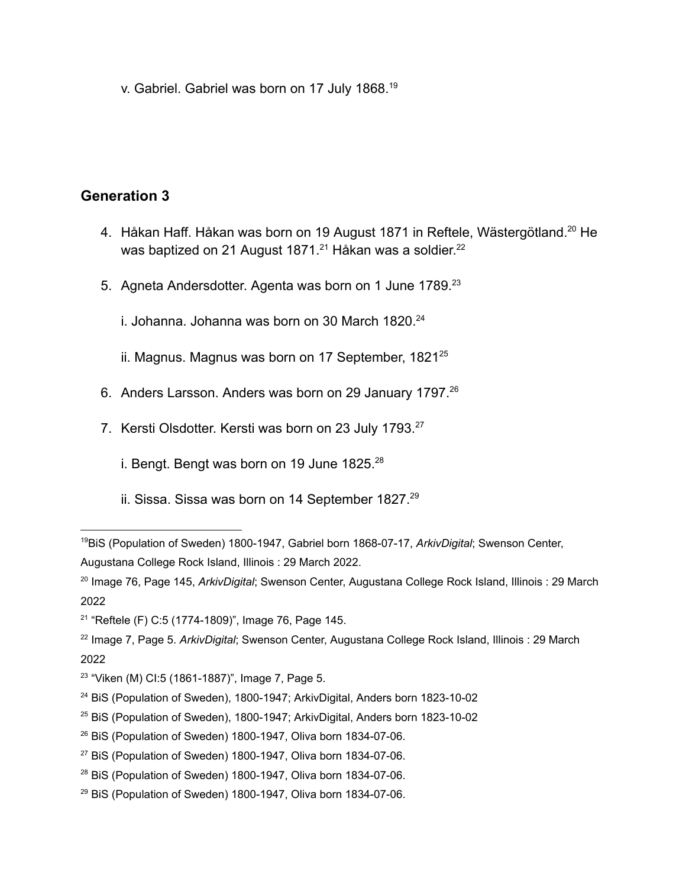v. Gabriel. Gabriel was born on 17 July 1868.[19]

## Generation 3

4. Håkan Haff. Håkan was born on 19 August 1871 in Reftele, Wästergötland.[20] He was baptized on 21 August 1871.[21] Håkan was a soldier.[22]

5. Agneta Andersdotter. Agenta was born on 1 June 1789.[23]

   i. Johanna. Johanna was born on 30 March 1820.[24]

   ii. Magnus. Magnus was born on 17 September, 1821[25]

6. Anders Larsson. Anders was born on 29 January 1797.[26]

7. Kersti Olsdotter. Kersti was born on 23 July 1793.[27]

   i. Bengt. Bengt was born on 19 June 1825.[28]

   ii. Sissa. Sissa was born on 14 September 1827.[29]

---

[19] BiS (Population of Sweden) 1800-1947, Gabriel born 1868-07-17, *ArkivDigital*; Swenson Center, Augustana College Rock Island, Illinois : 29 March 2022.

[20] Image 76, Page 145, *ArkivDigital*; Swenson Center, Augustana College Rock Island, Illinois : 29 March 2022

[21] "Reftele (F) C:5 (1774-1809)", Image 76, Page 145.

[22] Image 7, Page 5. *ArkivDigital*; Swenson Center, Augustana College Rock Island, Illinois : 29 March 2022

[23] "Viken (M) CI:5 (1861-1887)", Image 7, Page 5.

[24] BiS (Population of Sweden), 1800-1947; ArkivDigital, Anders born 1823-10-02

[25] BiS (Population of Sweden), 1800-1947; ArkivDigital, Anders born 1823-10-02

[26] BiS (Population of Sweden) 1800-1947, Oliva born 1834-07-06.

[27] BiS (Population of Sweden) 1800-1947, Oliva born 1834-07-06.

[28] BiS (Population of Sweden) 1800-1947, Oliva born 1834-07-06.

[29] BiS (Population of Sweden) 1800-1947, Oliva born 1834-07-06.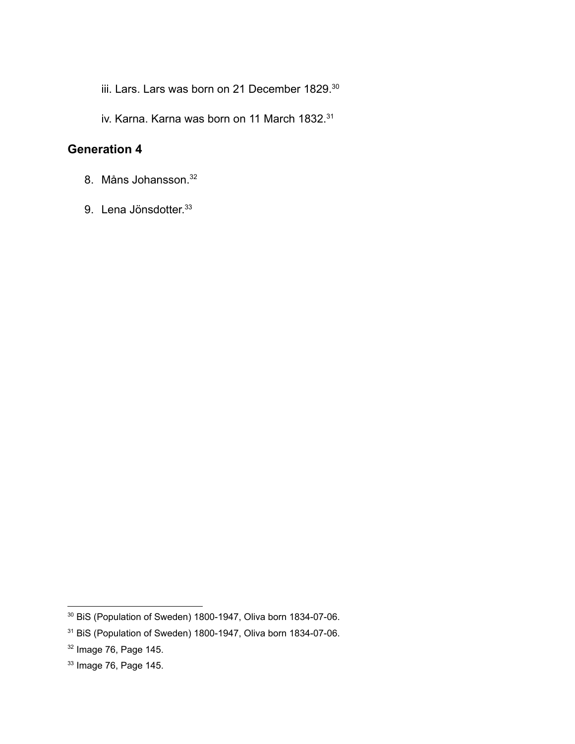iii. Lars. Lars was born on 21 December 1829.[30]

iv. Karna. Karna was born on 11 March 1832.[31]

## Generation 4

8. Måns Johansson.[32]

9. Lena Jönsdotter.[33]

---

[30] BiS (Population of Sweden) 1800-1947, Oliva born 1834-07-06.

[31] BiS (Population of Sweden) 1800-1947, Oliva born 1834-07-06.

[32] Image 76, Page 145.

[33] Image 76, Page 145.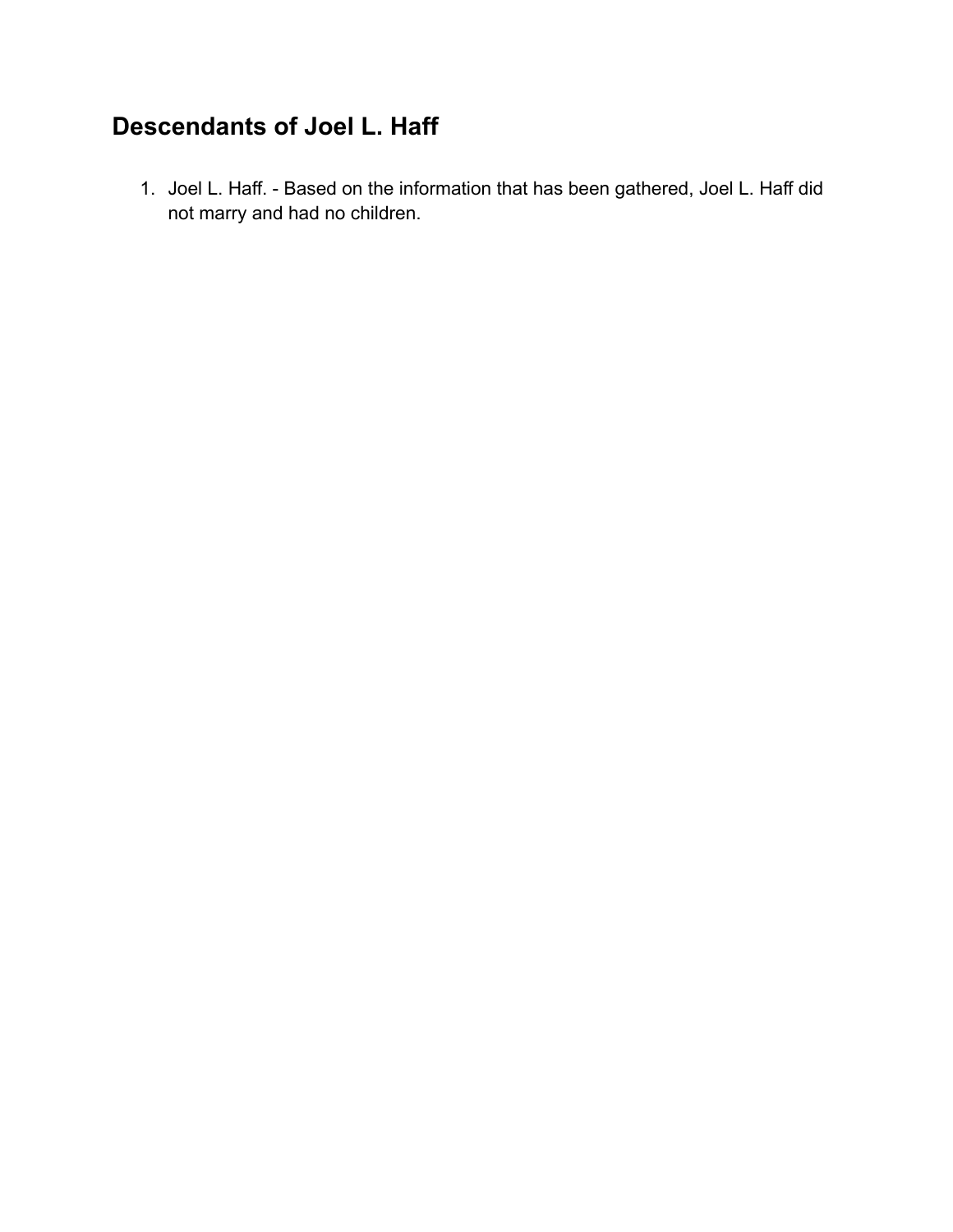## Descendants of Joel L. Haff

1. Joel L. Haff. - Based on the information that has been gathered, Joel L. Haff did not marry and had no children.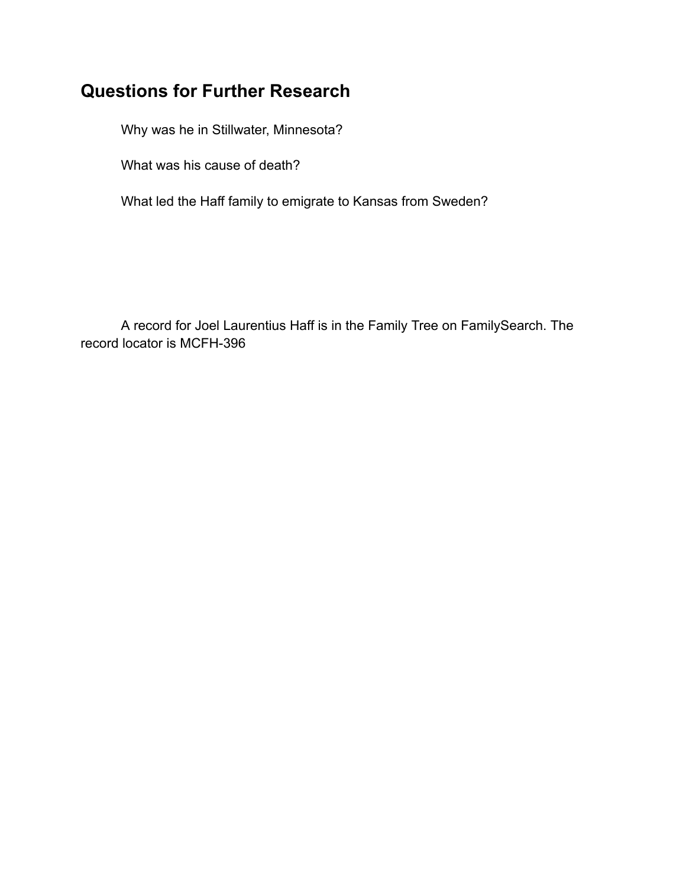## Questions for Further Research

Why was he in Stillwater, Minnesota?

What was his cause of death?

What led the Haff family to emigrate to Kansas from Sweden?

A record for Joel Laurentius Haff is in the Family Tree on FamilySearch. The record locator is MCFH-396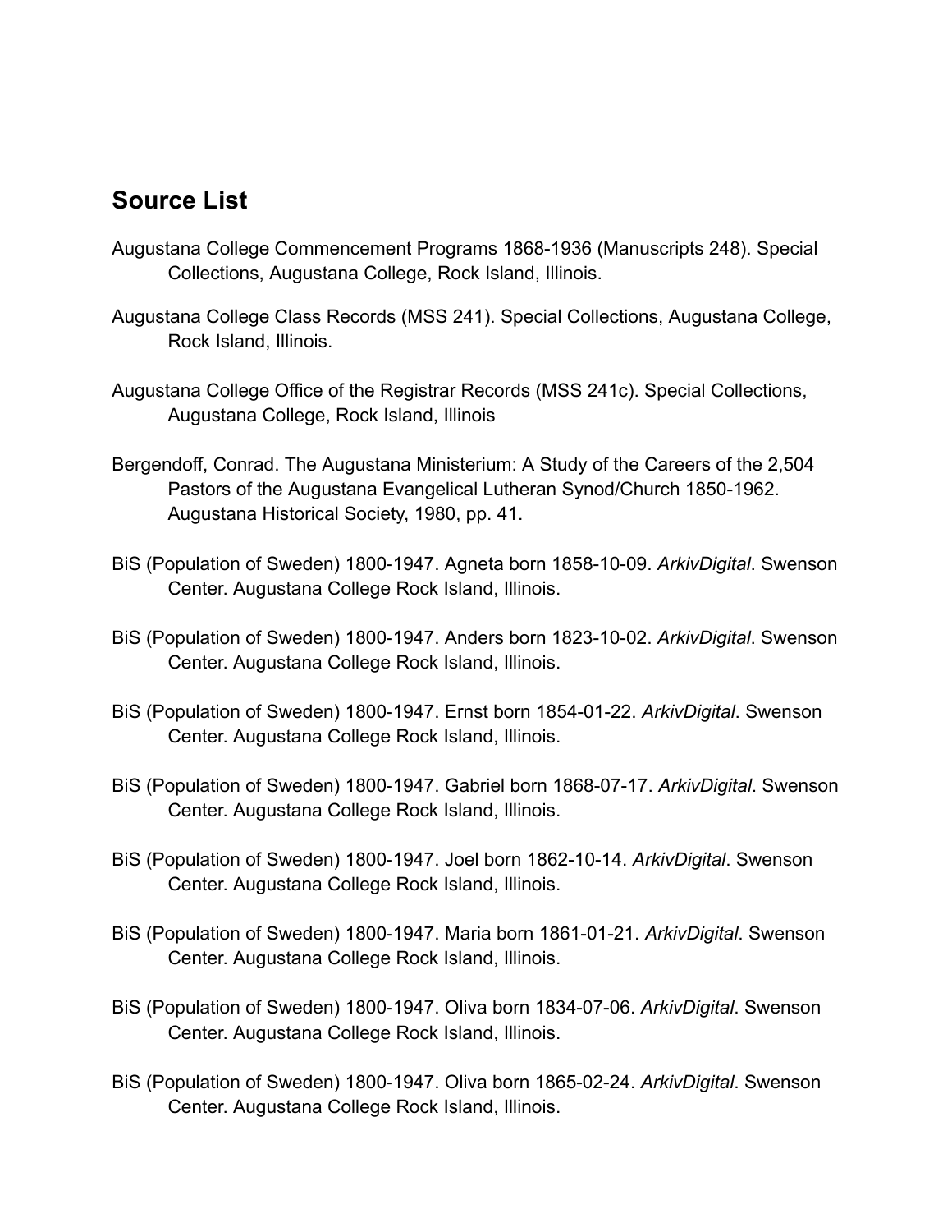## Source List

Augustana College Commencement Programs 1868-1936 (Manuscripts 248). Special Collections, Augustana College, Rock Island, Illinois.

Augustana College Class Records (MSS 241). Special Collections, Augustana College, Rock Island, Illinois.

Augustana College Office of the Registrar Records (MSS 241c). Special Collections, Augustana College, Rock Island, Illinois

Bergendoff, Conrad. The Augustana Ministerium: A Study of the Careers of the 2,504 Pastors of the Augustana Evangelical Lutheran Synod/Church 1850-1962. Augustana Historical Society, 1980, pp. 41.

BiS (Population of Sweden) 1800-1947. Agneta born 1858-10-09. *ArkivDigital*. Swenson Center. Augustana College Rock Island, Illinois.

BiS (Population of Sweden) 1800-1947. Anders born 1823-10-02. *ArkivDigital*. Swenson Center. Augustana College Rock Island, Illinois.

BiS (Population of Sweden) 1800-1947. Ernst born 1854-01-22. *ArkivDigital*. Swenson Center. Augustana College Rock Island, Illinois.

BiS (Population of Sweden) 1800-1947. Gabriel born 1868-07-17. *ArkivDigital*. Swenson Center. Augustana College Rock Island, Illinois.

BiS (Population of Sweden) 1800-1947. Joel born 1862-10-14. *ArkivDigital*. Swenson Center. Augustana College Rock Island, Illinois.

BiS (Population of Sweden) 1800-1947. Maria born 1861-01-21. *ArkivDigital*. Swenson Center. Augustana College Rock Island, Illinois.

BiS (Population of Sweden) 1800-1947. Oliva born 1834-07-06. *ArkivDigital*. Swenson Center. Augustana College Rock Island, Illinois.

BiS (Population of Sweden) 1800-1947. Oliva born 1865-02-24. *ArkivDigital*. Swenson Center. Augustana College Rock Island, Illinois.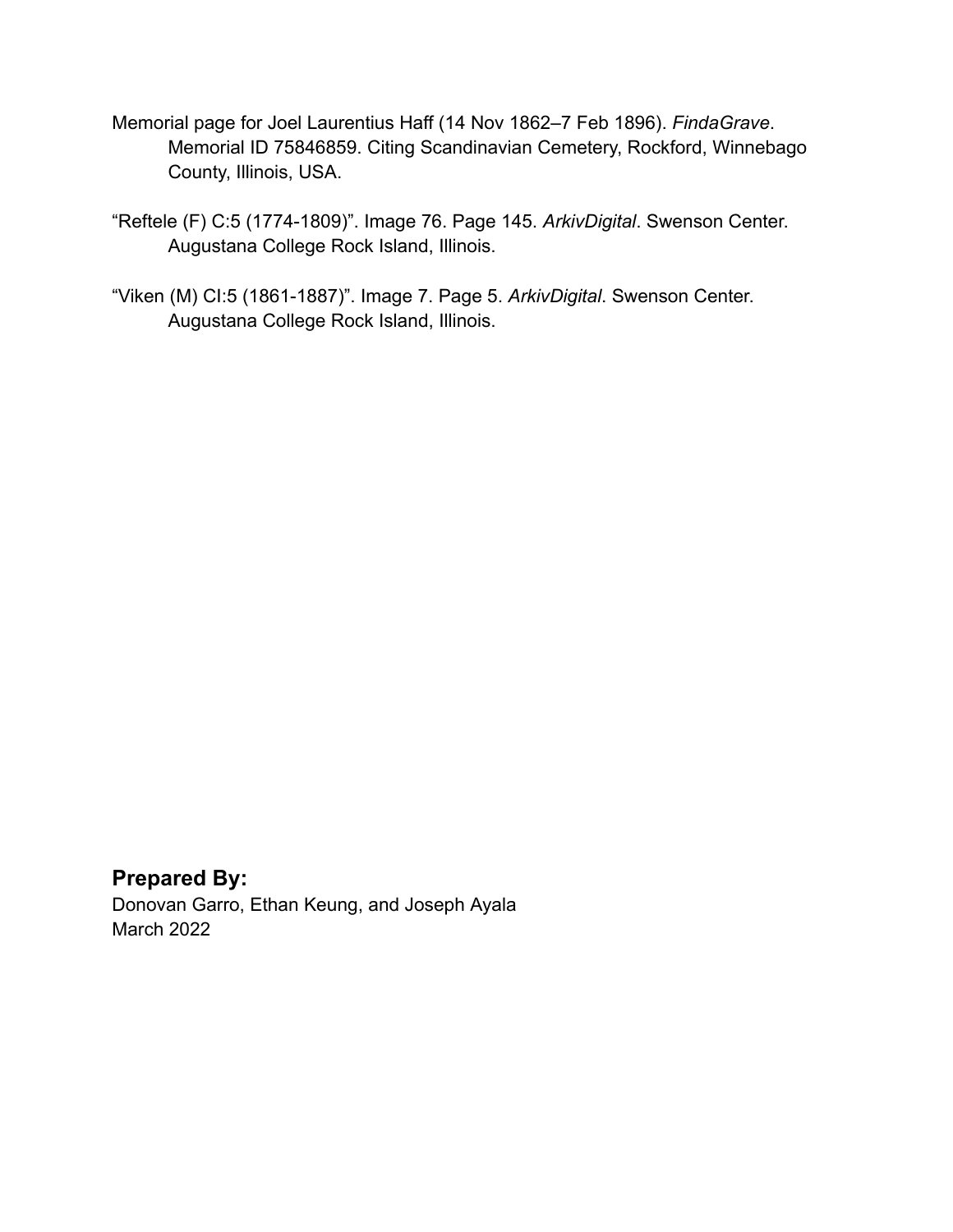Memorial page for Joel Laurentius Haff (14 Nov 1862–7 Feb 1896). *FindaGrave*. Memorial ID 75846859. Citing Scandinavian Cemetery, Rockford, Winnebago County, Illinois, USA.

“Reftele (F) C:5 (1774-1809)”. Image 76. Page 145. *ArkivDigital*. Swenson Center. Augustana College Rock Island, Illinois.

“Viken (M) CI:5 (1861-1887)”. Image 7. Page 5. *ArkivDigital*. Swenson Center. Augustana College Rock Island, Illinois.

**Prepared By:**
Donovan Garro, Ethan Keung, and Joseph Ayala
March 2022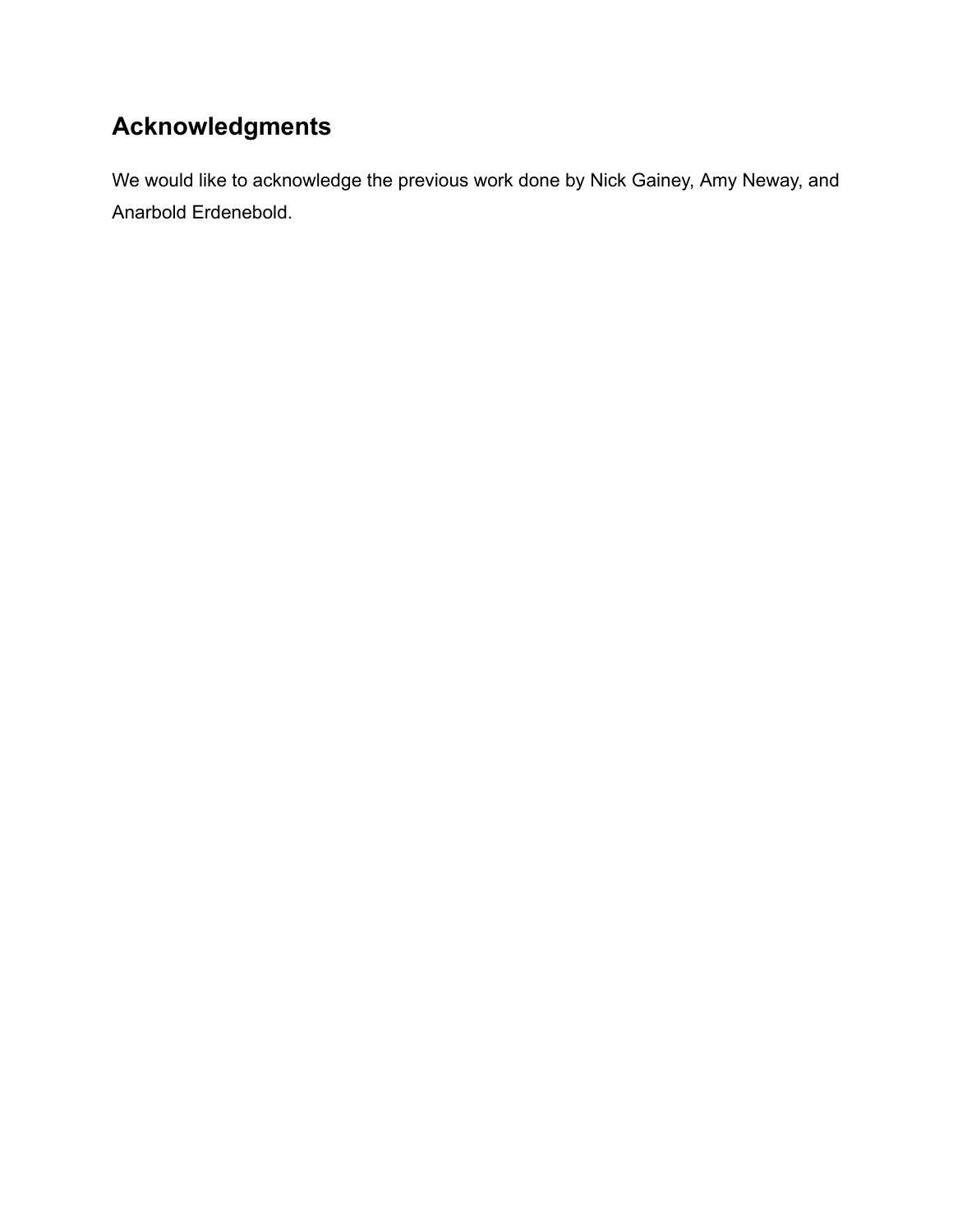## Acknowledgments

We would like to acknowledge the previous work done by Nick Gainey, Amy Neway, and Anarbold Erdenebold.